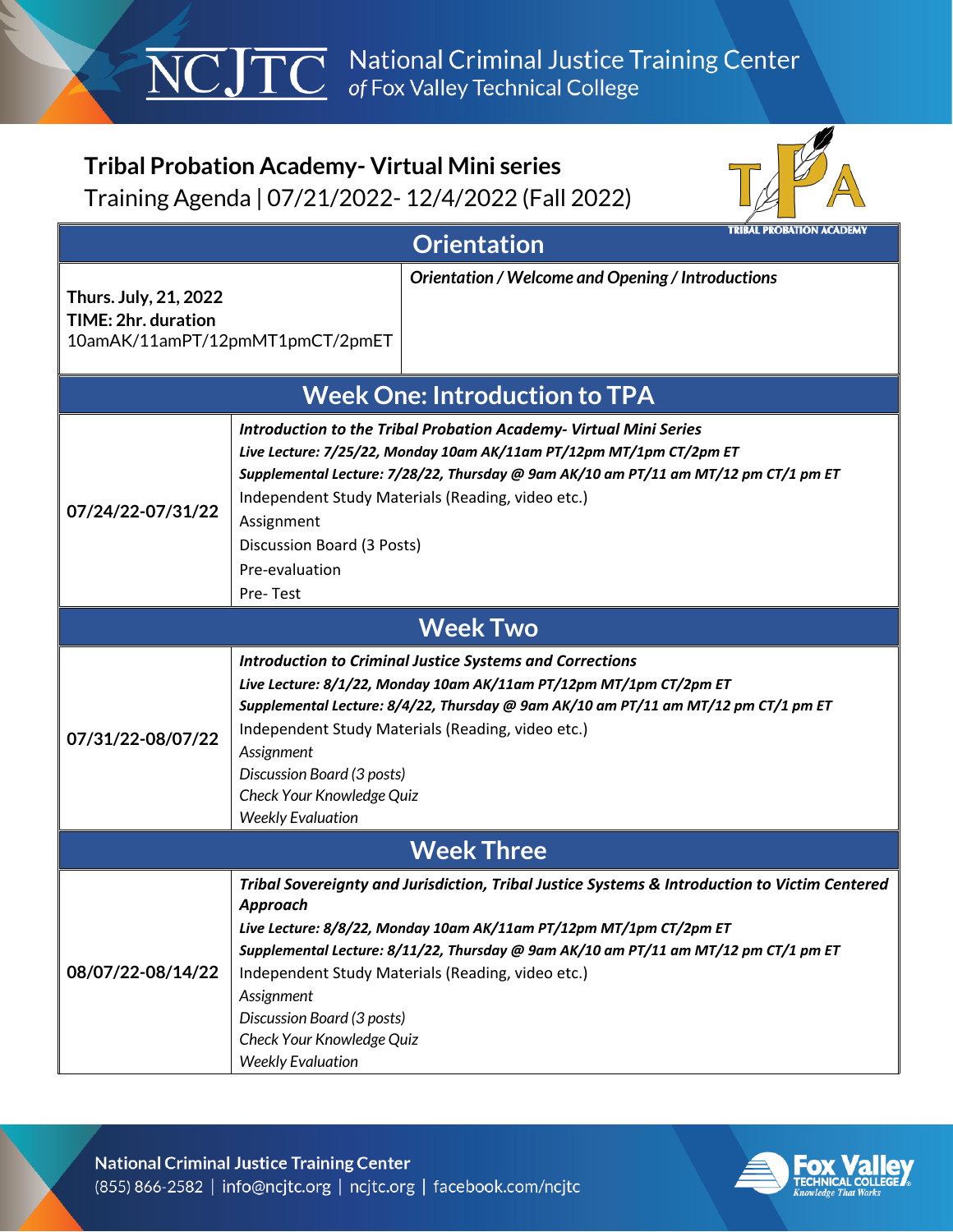National Criminal Justice Training Center
*of* Fox Valley Technical College

# Tribal Probation Academy- Virtual Mini series

Training Agenda | 07/21/2022- 12/4/2022 (Fall 2022)

## Orientation

| | |
|---|---|
| **Thurs. July, 21, 2022**<br>**TIME: 2hr. duration**<br>10amAK/11amPT/12pmMT1pmCT/2pmET | ***Orientation / Welcome and Opening / Introductions*** |

## Week One: Introduction to TPA

| | |
|---|---|
| **07/24/22-07/31/22** | ***Introduction to the Tribal Probation Academy- Virtual Mini Series***<br>***Live Lecture: 7/25/22, Monday 10am AK/11am PT/12pm MT/1pm CT/2pm ET***<br>***Supplemental Lecture: 7/28/22, Thursday @ 9am AK/10 am PT/11 am MT/12 pm CT/1 pm ET***<br>Independent Study Materials (Reading, video etc.)<br>Assignment<br>Discussion Board (3 Posts)<br>Pre-evaluation<br>Pre- Test |

## Week Two

| | |
|---|---|
| **07/31/22-08/07/22** | ***Introduction to Criminal Justice Systems and Corrections***<br>***Live Lecture: 8/1/22, Monday 10am AK/11am PT/12pm MT/1pm CT/2pm ET***<br>***Supplemental Lecture: 8/4/22, Thursday @ 9am AK/10 am PT/11 am MT/12 pm CT/1 pm ET***<br>Independent Study Materials (Reading, video etc.)<br>*Assignment*<br>*Discussion Board (3 posts)*<br>*Check Your Knowledge Quiz*<br>*Weekly Evaluation* |

## Week Three

| | |
|---|---|
| **08/07/22-08/14/22** | ***Tribal Sovereignty and Jurisdiction, Tribal Justice Systems & Introduction to Victim Centered Approach***<br>***Live Lecture: 8/8/22, Monday 10am AK/11am PT/12pm MT/1pm CT/2pm ET***<br>***Supplemental Lecture: 8/11/22, Thursday @ 9am AK/10 am PT/11 am MT/12 pm CT/1 pm ET***<br>Independent Study Materials (Reading, video etc.)<br>*Assignment*<br>*Discussion Board (3 posts)*<br>*Check Your Knowledge Quiz*<br>*Weekly Evaluation* |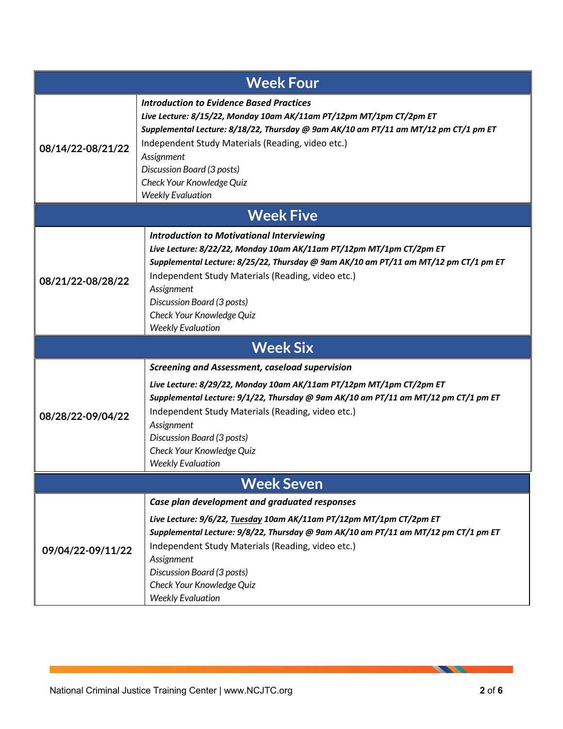## Week Four

| | |
|---|---|
| **08/14/22-08/21/22** | ***Introduction to Evidence Based Practices***<br>***Live Lecture: 8/15/22, Monday 10am AK/11am PT/12pm MT/1pm CT/2pm ET***<br>***Supplemental Lecture: 8/18/22, Thursday @ 9am AK/10 am PT/11 am MT/12 pm CT/1 pm ET***<br>Independent Study Materials (Reading, video etc.)<br>*Assignment*<br>*Discussion Board (3 posts)*<br>*Check Your Knowledge Quiz*<br>*Weekly Evaluation* |

## Week Five

| | |
|---|---|
| **08/21/22-08/28/22** | ***Introduction to Motivational Interviewing***<br>***Live Lecture: 8/22/22, Monday 10am AK/11am PT/12pm MT/1pm CT/2pm ET***<br>***Supplemental Lecture: 8/25/22, Thursday @ 9am AK/10 am PT/11 am MT/12 pm CT/1 pm ET***<br>Independent Study Materials (Reading, video etc.)<br>*Assignment*<br>*Discussion Board (3 posts)*<br>*Check Your Knowledge Quiz*<br>*Weekly Evaluation* |

## Week Six

| | |
|---|---|
| **08/28/22-09/04/22** | ***Screening and Assessment, caseload supervision***<br>***Live Lecture: 8/29/22, Monday 10am AK/11am PT/12pm MT/1pm CT/2pm ET***<br>***Supplemental Lecture: 9/1/22, Thursday @ 9am AK/10 am PT/11 am MT/12 pm CT/1 pm ET***<br>Independent Study Materials (Reading, video etc.)<br>*Assignment*<br>*Discussion Board (3 posts)*<br>*Check Your Knowledge Quiz*<br>*Weekly Evaluation* |

## Week Seven

| | |
|---|---|
| **09/04/22-09/11/22** | ***Case plan development and graduated responses***<br>***Live Lecture: 9/6/22, <u>Tuesday</u> 10am AK/11am PT/12pm MT/1pm CT/2pm ET***<br>***Supplemental Lecture: 9/8/22, Thursday @ 9am AK/10 am PT/11 am MT/12 pm CT/1 pm ET***<br>Independent Study Materials (Reading, video etc.)<br>*Assignment*<br>*Discussion Board (3 posts)*<br>*Check Your Knowledge Quiz*<br>*Weekly Evaluation* |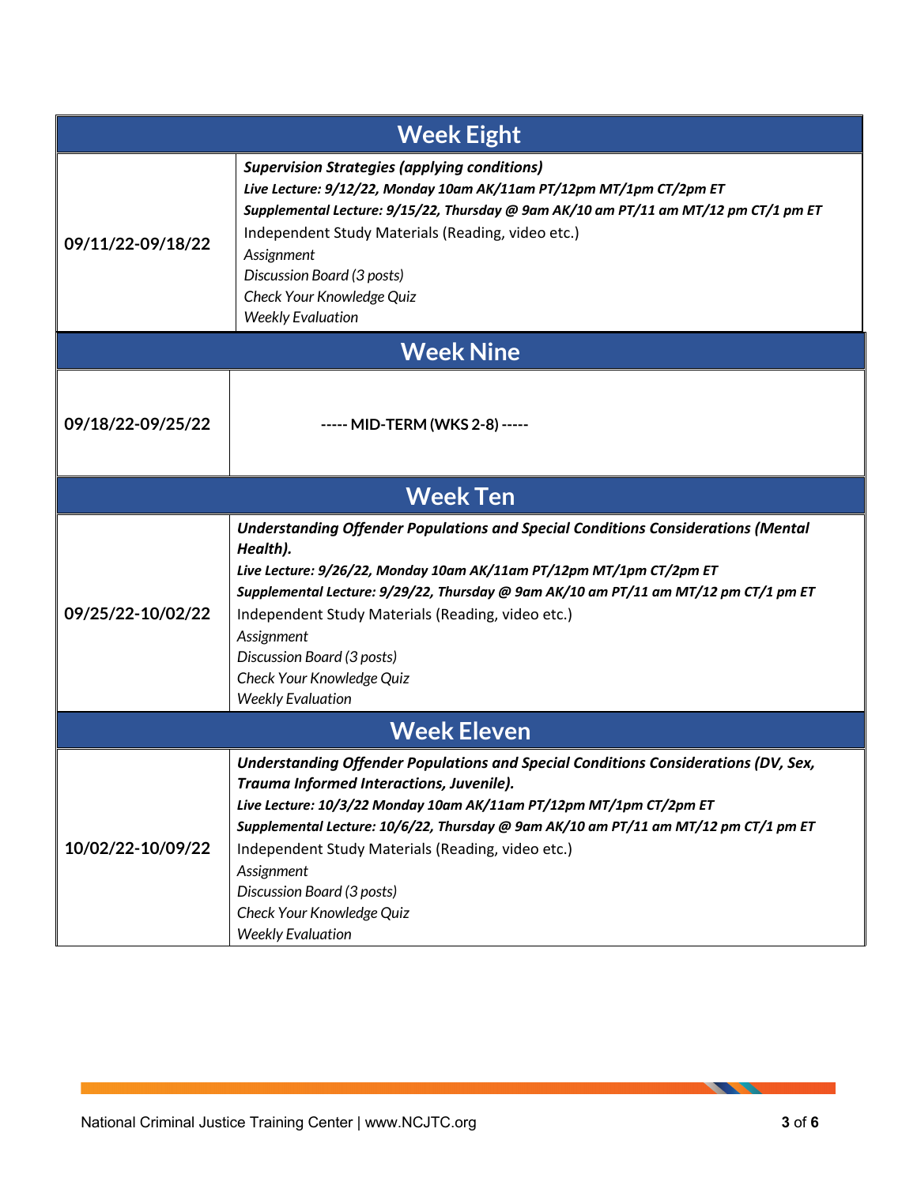## Week Eight

| | |
|---|---|
| **09/11/22-09/18/22** | ***Supervision Strategies (applying conditions)***<br>***Live Lecture: 9/12/22, Monday 10am AK/11am PT/12pm MT/1pm CT/2pm ET***<br>***Supplemental Lecture: 9/15/22, Thursday @ 9am AK/10 am PT/11 am MT/12 pm CT/1 pm ET***<br>Independent Study Materials (Reading, video etc.)<br>*Assignment*<br>*Discussion Board (3 posts)*<br>*Check Your Knowledge Quiz*<br>*Weekly Evaluation* |

## Week Nine

| | |
|---|---|
| **09/18/22-09/25/22** | **----- MID-TERM (WKS 2-8) -----** |

## Week Ten

| | |
|---|---|
| **09/25/22-10/02/22** | ***Understanding Offender Populations and Special Conditions Considerations (Mental Health).***<br>***Live Lecture: 9/26/22, Monday 10am AK/11am PT/12pm MT/1pm CT/2pm ET***<br>***Supplemental Lecture: 9/29/22, Thursday @ 9am AK/10 am PT/11 am MT/12 pm CT/1 pm ET***<br>Independent Study Materials (Reading, video etc.)<br>*Assignment*<br>*Discussion Board (3 posts)*<br>*Check Your Knowledge Quiz*<br>*Weekly Evaluation* |

## Week Eleven

| | |
|---|---|
| **10/02/22-10/09/22** | ***Understanding Offender Populations and Special Conditions Considerations (DV, Sex, Trauma Informed Interactions, Juvenile).***<br>***Live Lecture: 10/3/22 Monday 10am AK/11am PT/12pm MT/1pm CT/2pm ET***<br>***Supplemental Lecture: 10/6/22, Thursday @ 9am AK/10 am PT/11 am MT/12 pm CT/1 pm ET***<br>Independent Study Materials (Reading, video etc.)<br>*Assignment*<br>*Discussion Board (3 posts)*<br>*Check Your Knowledge Quiz*<br>*Weekly Evaluation* |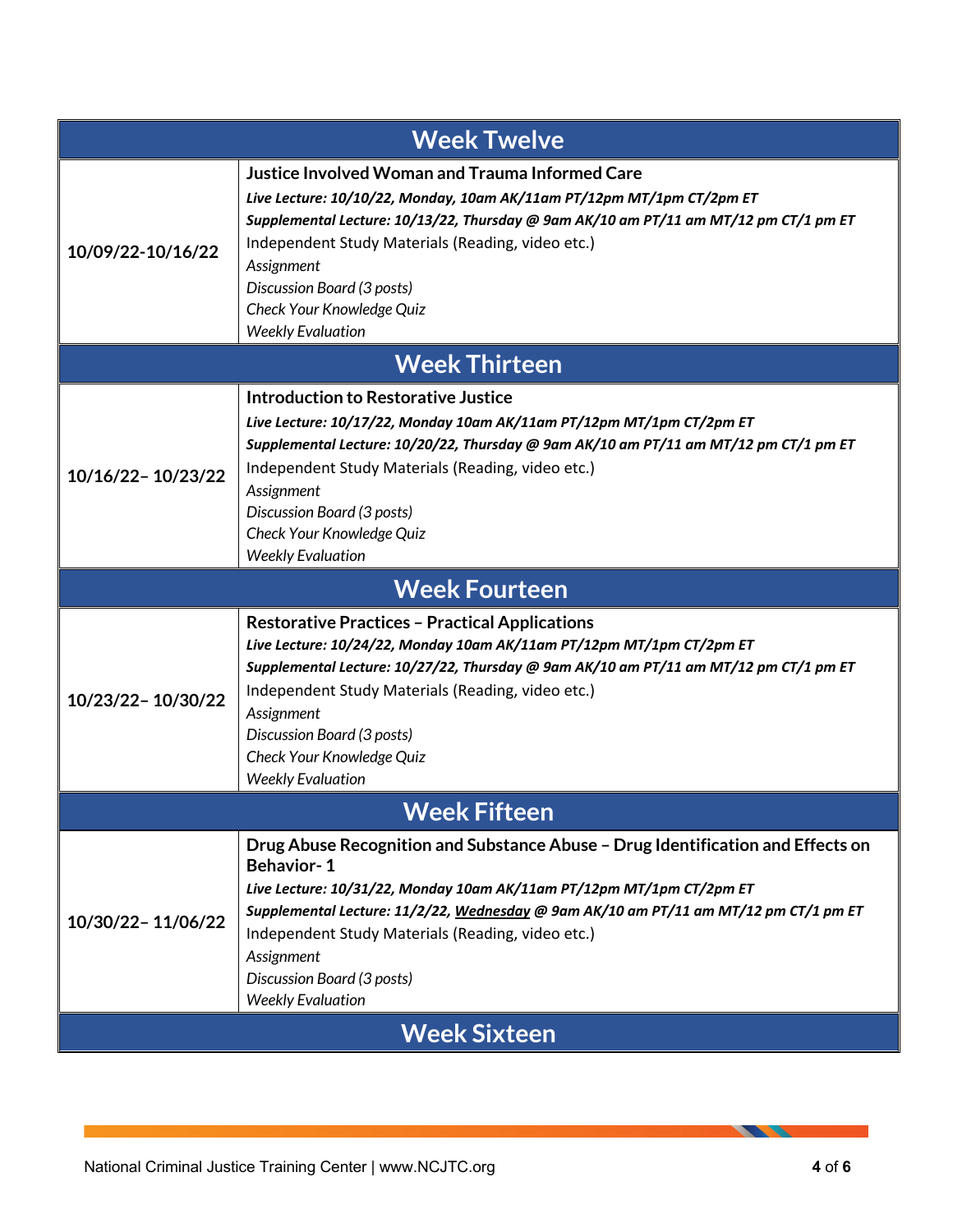## Week Twelve

| | |
|---|---|
| **10/09/22-10/16/22** | **Justice Involved Woman and Trauma Informed Care**<br>***Live Lecture: 10/10/22, Monday, 10am AK/11am PT/12pm MT/1pm CT/2pm ET***<br>***Supplemental Lecture: 10/13/22, Thursday @ 9am AK/10 am PT/11 am MT/12 pm CT/1 pm ET***<br>Independent Study Materials (Reading, video etc.)<br>*Assignment*<br>*Discussion Board (3 posts)*<br>*Check Your Knowledge Quiz*<br>*Weekly Evaluation* |

## Week Thirteen

| | |
|---|---|
| **10/16/22– 10/23/22** | **Introduction to Restorative Justice**<br>***Live Lecture: 10/17/22, Monday 10am AK/11am PT/12pm MT/1pm CT/2pm ET***<br>***Supplemental Lecture: 10/20/22, Thursday @ 9am AK/10 am PT/11 am MT/12 pm CT/1 pm ET***<br>Independent Study Materials (Reading, video etc.)<br>*Assignment*<br>*Discussion Board (3 posts)*<br>*Check Your Knowledge Quiz*<br>*Weekly Evaluation* |

## Week Fourteen

| | |
|---|---|
| **10/23/22– 10/30/22** | **Restorative Practices – Practical Applications**<br>***Live Lecture: 10/24/22, Monday 10am AK/11am PT/12pm MT/1pm CT/2pm ET***<br>***Supplemental Lecture: 10/27/22, Thursday @ 9am AK/10 am PT/11 am MT/12 pm CT/1 pm ET***<br>Independent Study Materials (Reading, video etc.)<br>*Assignment*<br>*Discussion Board (3 posts)*<br>*Check Your Knowledge Quiz*<br>*Weekly Evaluation* |

## Week Fifteen

| | |
|---|---|
| **10/30/22– 11/06/22** | **Drug Abuse Recognition and Substance Abuse – Drug Identification and Effects on Behavior- 1**<br>***Live Lecture: 10/31/22, Monday 10am AK/11am PT/12pm MT/1pm CT/2pm ET***<br>***Supplemental Lecture: 11/2/22, <u>Wednesday</u> @ 9am AK/10 am PT/11 am MT/12 pm CT/1 pm ET***<br>Independent Study Materials (Reading, video etc.)<br>*Assignment*<br>*Discussion Board (3 posts)*<br>*Weekly Evaluation* |

## Week Sixteen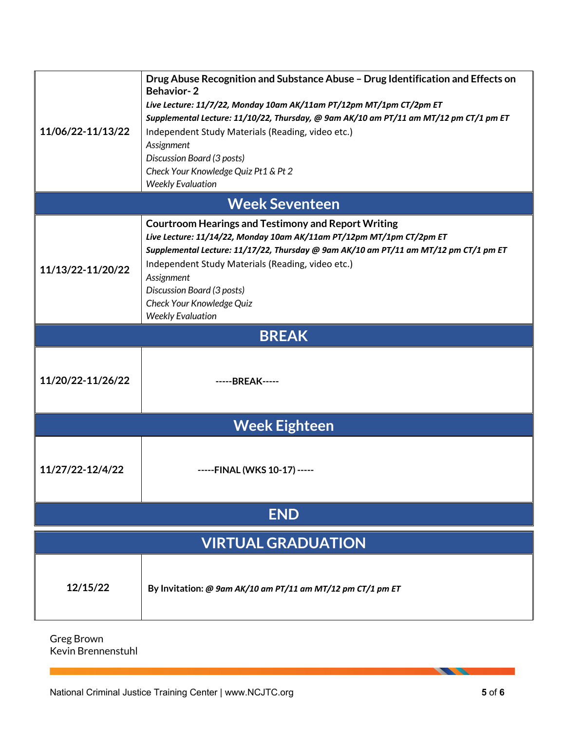| | |
|---|---|
| **11/06/22-11/13/22** | **Drug Abuse Recognition and Substance Abuse – Drug Identification and Effects on Behavior- 2**<br>***Live Lecture: 11/7/22, Monday 10am AK/11am PT/12pm MT/1pm CT/2pm ET***<br>***Supplemental Lecture: 11/10/22, Thursday, @ 9am AK/10 am PT/11 am MT/12 pm CT/1 pm ET***<br>Independent Study Materials (Reading, video etc.)<br>*Assignment*<br>*Discussion Board (3 posts)*<br>*Check Your Knowledge Quiz Pt1 & Pt 2*<br>*Weekly Evaluation* |
| **Week Seventeen** | |
| **11/13/22-11/20/22** | **Courtroom Hearings and Testimony and Report Writing**<br>***Live Lecture: 11/14/22, Monday 10am AK/11am PT/12pm MT/1pm CT/2pm ET***<br>***Supplemental Lecture: 11/17/22, Thursday @ 9am AK/10 am PT/11 am MT/12 pm CT/1 pm ET***<br>Independent Study Materials (Reading, video etc.)<br>*Assignment*<br>*Discussion Board (3 posts)*<br>*Check Your Knowledge Quiz*<br>*Weekly Evaluation* |
| **BREAK** | |
| **11/20/22-11/26/22** | **-----BREAK-----** |
| **Week Eighteen** | |
| **11/27/22-12/4/22** | **-----FINAL (WKS 10-17) -----** |
| **END** | |

| **VIRTUAL GRADUATION** | |
|---|---|
| **12/15/22** | **By Invitation:** ***@ 9am AK/10 am PT/11 am MT/12 pm CT/1 pm ET*** |

Greg Brown
Kevin Brennenstuhl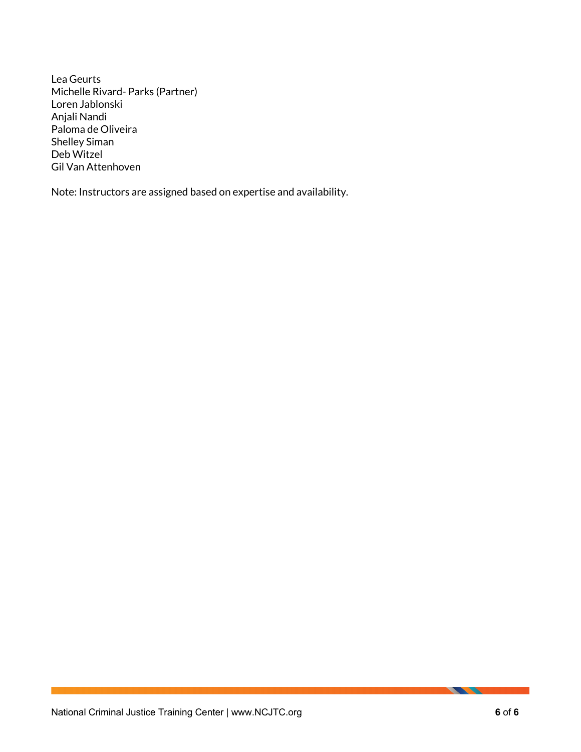Lea Geurts
Michelle Rivard- Parks (Partner)
Loren Jablonski
Anjali Nandi
Paloma de Oliveira
Shelley Siman
Deb Witzel
Gil Van Attenhoven

Note: Instructors are assigned based on expertise and availability.